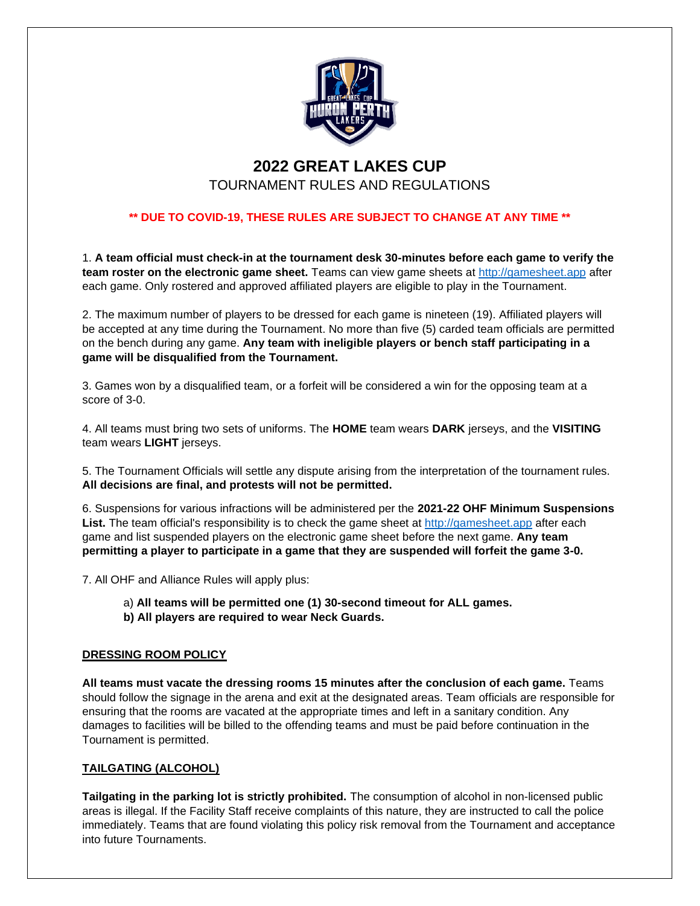# 2022 GREAT LAKES CUP

## TOURNAMENT RULES AND REGULATIONS

**\*\* DUE TO COVID-19, THESE RULES ARE SUBJECT TO CHANGE AT ANY TIME \*\***

1. **A team official must check-in at the tournament desk 30-minutes before each game to verify the team roster on the electronic game sheet.** Teams can view game sheets at http://gamesheet.app after each game. Only rostered and approved affiliated players are eligible to play in the Tournament.

2. The maximum number of players to be dressed for each game is nineteen (19). Affiliated players will be accepted at any time during the Tournament. No more than five (5) carded team officials are permitted on the bench during any game. **Any team with ineligible players or bench staff participating in a game will be disqualified from the Tournament.**

3. Games won by a disqualified team, or a forfeit will be considered a win for the opposing team at a score of 3-0.

4. All teams must bring two sets of uniforms. The **HOME** team wears **DARK** jerseys, and the **VISITING** team wears **LIGHT** jerseys.

5. The Tournament Officials will settle any dispute arising from the interpretation of the tournament rules. **All decisions are final, and protests will not be permitted.**

6. Suspensions for various infractions will be administered per the **2021-22 OHF Minimum Suspensions List.** The team official's responsibility is to check the game sheet at http://gamesheet.app after each game and list suspended players on the electronic game sheet before the next game. **Any team permitting a player to participate in a game that they are suspended will forfeit the game 3-0.**

7. All OHF and Alliance Rules will apply plus:

   a) **All teams will be permitted one (1) 30-second timeout for ALL games.**
   **b) All players are required to wear Neck Guards.**

### DRESSING ROOM POLICY

**All teams must vacate the dressing rooms 15 minutes after the conclusion of each game.** Teams should follow the signage in the arena and exit at the designated areas. Team officials are responsible for ensuring that the rooms are vacated at the appropriate times and left in a sanitary condition. Any damages to facilities will be billed to the offending teams and must be paid before continuation in the Tournament is permitted.

### TAILGATING (ALCOHOL)

**Tailgating in the parking lot is strictly prohibited.** The consumption of alcohol in non-licensed public areas is illegal. If the Facility Staff receive complaints of this nature, they are instructed to call the police immediately. Teams that are found violating this policy risk removal from the Tournament and acceptance into future Tournaments.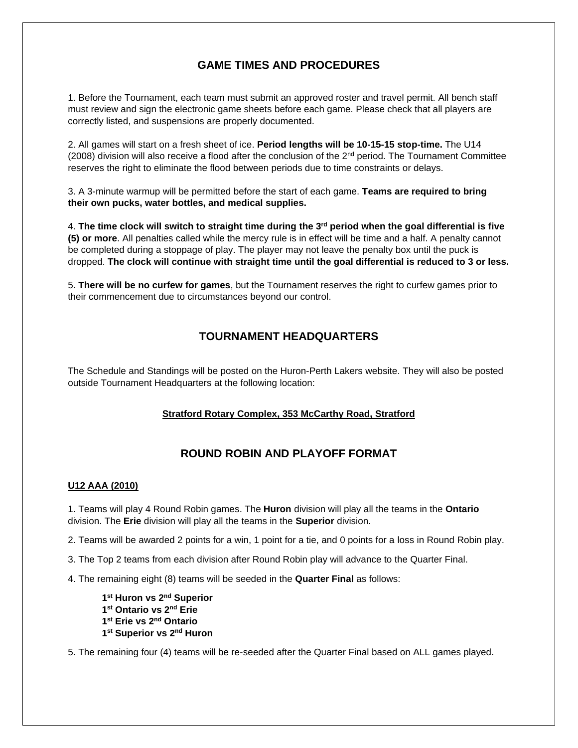## GAME TIMES AND PROCEDURES

1. Before the Tournament, each team must submit an approved roster and travel permit. All bench staff must review and sign the electronic game sheets before each game. Please check that all players are correctly listed, and suspensions are properly documented.

2. All games will start on a fresh sheet of ice. **Period lengths will be 10-15-15 stop-time.** The U14 (2008) division will also receive a flood after the conclusion of the 2nd period. The Tournament Committee reserves the right to eliminate the flood between periods due to time constraints or delays.

3. A 3-minute warmup will be permitted before the start of each game. **Teams are required to bring their own pucks, water bottles, and medical supplies.**

4. **The time clock will switch to straight time during the 3rd period when the goal differential is five (5) or more**. All penalties called while the mercy rule is in effect will be time and a half. A penalty cannot be completed during a stoppage of play. The player may not leave the penalty box until the puck is dropped. **The clock will continue with straight time until the goal differential is reduced to 3 or less.**

5. **There will be no curfew for games**, but the Tournament reserves the right to curfew games prior to their commencement due to circumstances beyond our control.

## TOURNAMENT HEADQUARTERS

The Schedule and Standings will be posted on the Huron-Perth Lakers website. They will also be posted outside Tournament Headquarters at the following location:

**Stratford Rotary Complex, 353 McCarthy Road, Stratford**

## ROUND ROBIN AND PLAYOFF FORMAT

**U12 AAA (2010)**

1. Teams will play 4 Round Robin games. The **Huron** division will play all the teams in the **Ontario** division. The **Erie** division will play all the teams in the **Superior** division.

2. Teams will be awarded 2 points for a win, 1 point for a tie, and 0 points for a loss in Round Robin play.

3. The Top 2 teams from each division after Round Robin play will advance to the Quarter Final.

4. The remaining eight (8) teams will be seeded in the **Quarter Final** as follows:

   **1st Huron vs 2nd Superior**
   **1st Ontario vs 2nd Erie**
   **1st Erie vs 2nd Ontario**
   **1st Superior vs 2nd Huron**

5. The remaining four (4) teams will be re-seeded after the Quarter Final based on ALL games played.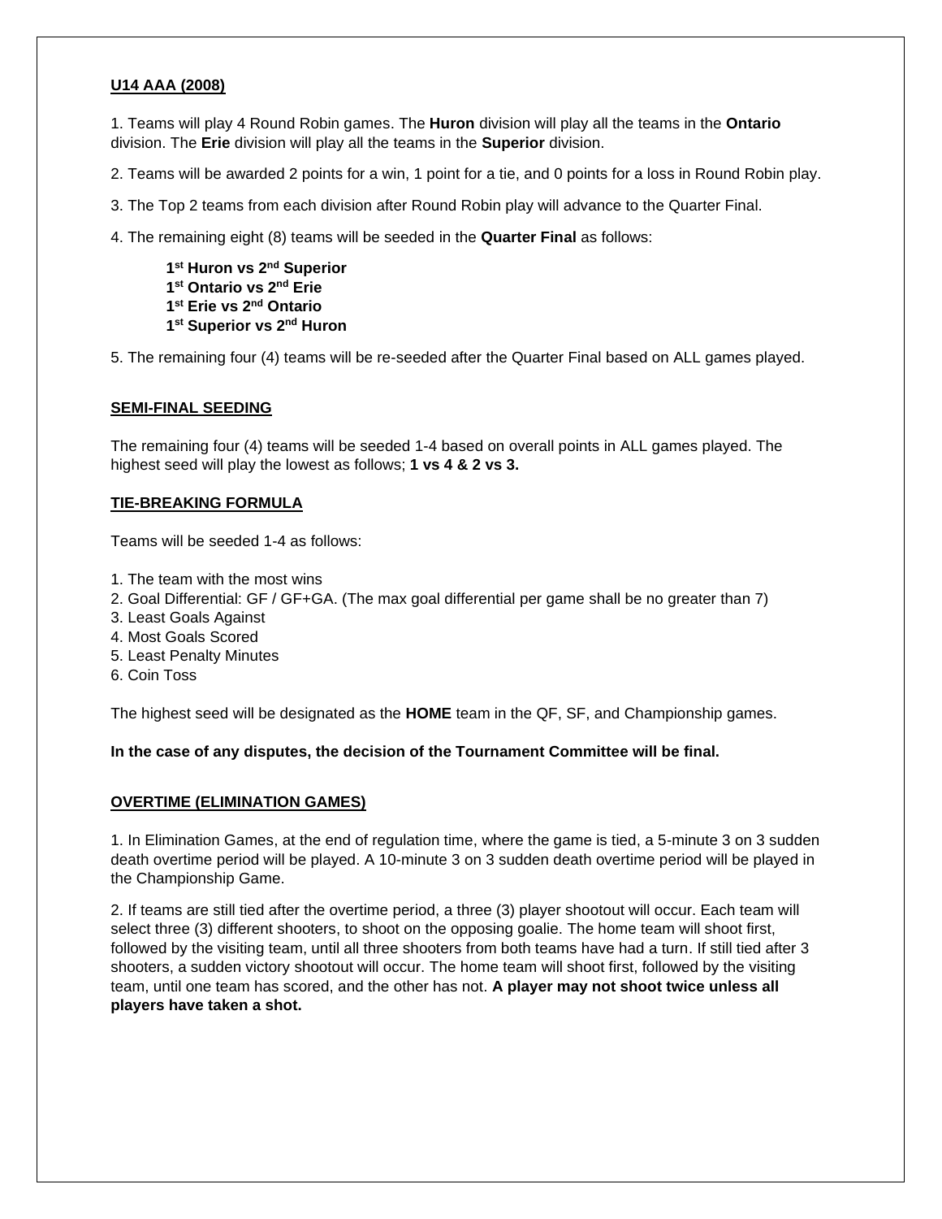## U14 AAA (2008)

1. Teams will play 4 Round Robin games. The **Huron** division will play all the teams in the **Ontario** division. The **Erie** division will play all the teams in the **Superior** division.

2. Teams will be awarded 2 points for a win, 1 point for a tie, and 0 points for a loss in Round Robin play.

3. The Top 2 teams from each division after Round Robin play will advance to the Quarter Final.

4. The remaining eight (8) teams will be seeded in the **Quarter Final** as follows:

   **1st Huron vs 2nd Superior**
   **1st Ontario vs 2nd Erie**
   **1st Erie vs 2nd Ontario**
   **1st Superior vs 2nd Huron**

5. The remaining four (4) teams will be re-seeded after the Quarter Final based on ALL games played.

## SEMI-FINAL SEEDING

The remaining four (4) teams will be seeded 1-4 based on overall points in ALL games played. The highest seed will play the lowest as follows; **1 vs 4 & 2 vs 3.**

## TIE-BREAKING FORMULA

Teams will be seeded 1-4 as follows:

1. The team with the most wins
2. Goal Differential: GF / GF+GA. (The max goal differential per game shall be no greater than 7)
3. Least Goals Against
4. Most Goals Scored
5. Least Penalty Minutes
6. Coin Toss

The highest seed will be designated as the **HOME** team in the QF, SF, and Championship games.

**In the case of any disputes, the decision of the Tournament Committee will be final.**

## OVERTIME (ELIMINATION GAMES)

1. In Elimination Games, at the end of regulation time, where the game is tied, a 5-minute 3 on 3 sudden death overtime period will be played. A 10-minute 3 on 3 sudden death overtime period will be played in the Championship Game.

2. If teams are still tied after the overtime period, a three (3) player shootout will occur. Each team will select three (3) different shooters, to shoot on the opposing goalie. The home team will shoot first, followed by the visiting team, until all three shooters from both teams have had a turn. If still tied after 3 shooters, a sudden victory shootout will occur. The home team will shoot first, followed by the visiting team, until one team has scored, and the other has not. **A player may not shoot twice unless all players have taken a shot.**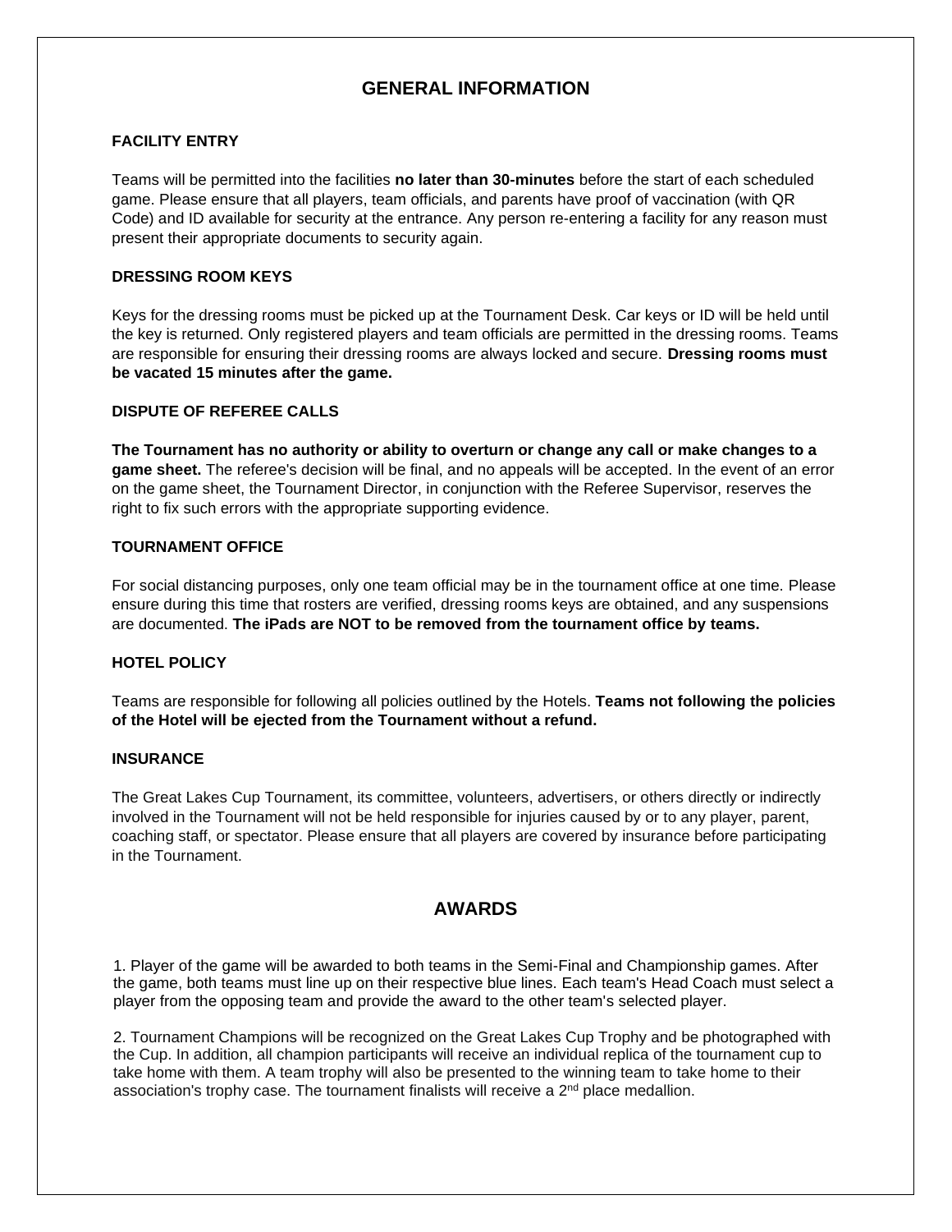# GENERAL INFORMATION

### FACILITY ENTRY

Teams will be permitted into the facilities **no later than 30-minutes** before the start of each scheduled game. Please ensure that all players, team officials, and parents have proof of vaccination (with QR Code) and ID available for security at the entrance. Any person re-entering a facility for any reason must present their appropriate documents to security again.

### DRESSING ROOM KEYS

Keys for the dressing rooms must be picked up at the Tournament Desk. Car keys or ID will be held until the key is returned. Only registered players and team officials are permitted in the dressing rooms. Teams are responsible for ensuring their dressing rooms are always locked and secure. **Dressing rooms must be vacated 15 minutes after the game.**

### DISPUTE OF REFEREE CALLS

**The Tournament has no authority or ability to overturn or change any call or make changes to a game sheet.** The referee's decision will be final, and no appeals will be accepted. In the event of an error on the game sheet, the Tournament Director, in conjunction with the Referee Supervisor, reserves the right to fix such errors with the appropriate supporting evidence.

### TOURNAMENT OFFICE

For social distancing purposes, only one team official may be in the tournament office at one time. Please ensure during this time that rosters are verified, dressing rooms keys are obtained, and any suspensions are documented. **The iPads are NOT to be removed from the tournament office by teams.**

### HOTEL POLICY

Teams are responsible for following all policies outlined by the Hotels. **Teams not following the policies of the Hotel will be ejected from the Tournament without a refund.**

### INSURANCE

The Great Lakes Cup Tournament, its committee, volunteers, advertisers, or others directly or indirectly involved in the Tournament will not be held responsible for injuries caused by or to any player, parent, coaching staff, or spectator. Please ensure that all players are covered by insurance before participating in the Tournament.

# AWARDS

1. Player of the game will be awarded to both teams in the Semi-Final and Championship games. After the game, both teams must line up on their respective blue lines. Each team's Head Coach must select a player from the opposing team and provide the award to the other team's selected player.

2. Tournament Champions will be recognized on the Great Lakes Cup Trophy and be photographed with the Cup. In addition, all champion participants will receive an individual replica of the tournament cup to take home with them. A team trophy will also be presented to the winning team to take home to their association's trophy case. The tournament finalists will receive a 2nd place medallion.